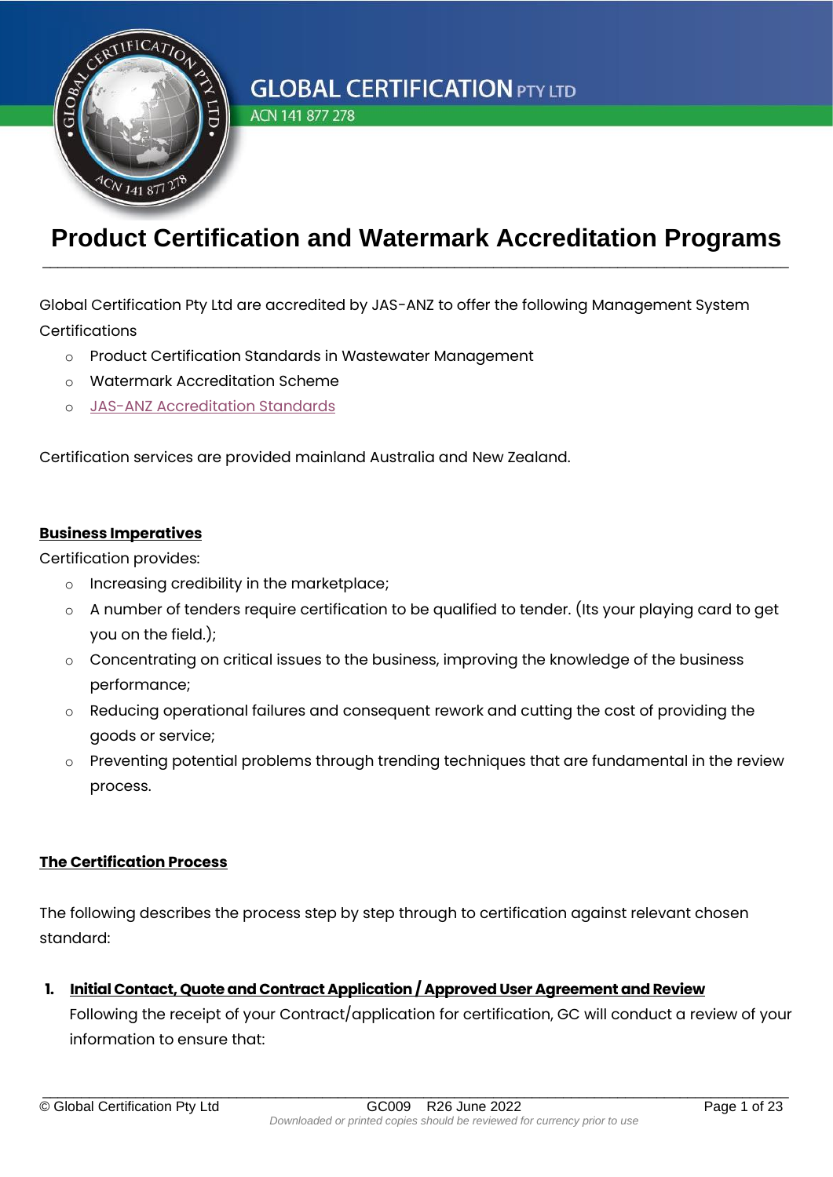# Product Certification and Watermark Accreditation Programs

Global Certification Pty Ltd are accredited by JAS-ANZ to offer the following Management System Certifications

- Product Certification Standards in Wastewater Management
- Watermark Accreditation Scheme
- JAS-ANZ Accreditation Standards

Certification services are provided mainland Australia and New Zealand.

**Business Imperatives**

Certification provides:

- Increasing credibility in the marketplace;
- A number of tenders require certification to be qualified to tender. (Its your playing card to get you on the field.);
- Concentrating on critical issues to the business, improving the knowledge of the business performance;
- Reducing operational failures and consequent rework and cutting the cost of providing the goods or service;
- Preventing potential problems through trending techniques that are fundamental in the review process.

**The Certification Process**

The following describes the process step by step through to certification against relevant chosen standard:

1. **Initial Contact, Quote and Contract Application / Approved User Agreement and Review**
   Following the receipt of your Contract/application for certification, GC will conduct a review of your information to ensure that: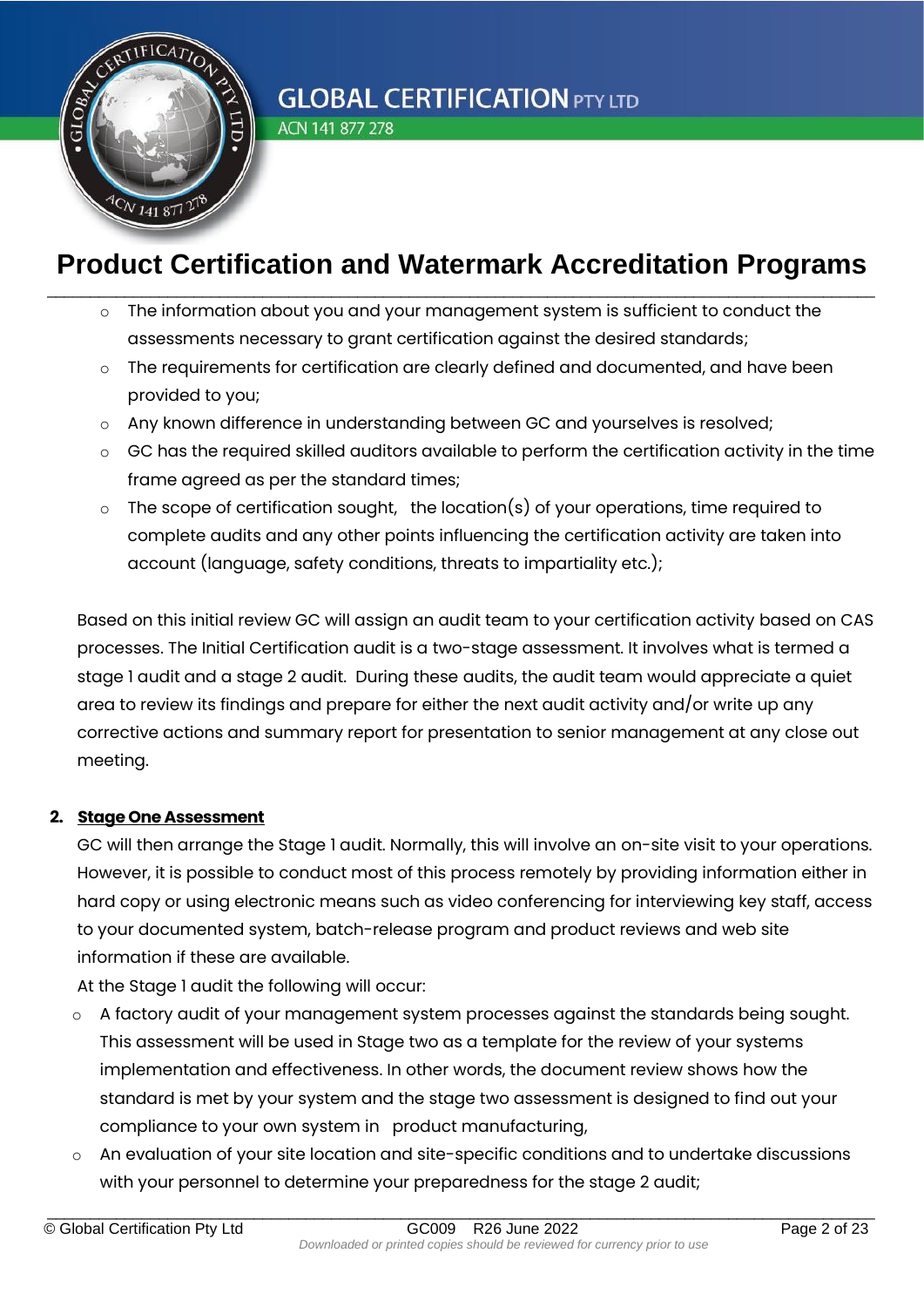- The information about you and your management system is sufficient to conduct the assessments necessary to grant certification against the desired standards;
- The requirements for certification are clearly defined and documented, and have been provided to you;
- Any known difference in understanding between GC and yourselves is resolved;
- GC has the required skilled auditors available to perform the certification activity in the time frame agreed as per the standard times;
- The scope of certification sought, the location(s) of your operations, time required to complete audits and any other points influencing the certification activity are taken into account (language, safety conditions, threats to impartiality etc.);

Based on this initial review GC will assign an audit team to your certification activity based on CAS processes. The Initial Certification audit is a two-stage assessment. It involves what is termed a stage 1 audit and a stage 2 audit. During these audits, the audit team would appreciate a quiet area to review its findings and prepare for either the next audit activity and/or write up any corrective actions and summary report for presentation to senior management at any close out meeting.

## 2. Stage One Assessment

GC will then arrange the Stage 1 audit. Normally, this will involve an on-site visit to your operations. However, it is possible to conduct most of this process remotely by providing information either in hard copy or using electronic means such as video conferencing for interviewing key staff, access to your documented system, batch-release program and product reviews and web site information if these are available.

At the Stage 1 audit the following will occur:

- A factory audit of your management system processes against the standards being sought. This assessment will be used in Stage two as a template for the review of your systems implementation and effectiveness. In other words, the document review shows how the standard is met by your system and the stage two assessment is designed to find out your compliance to your own system in product manufacturing,
- An evaluation of your site location and site-specific conditions and to undertake discussions with your personnel to determine your preparedness for the stage 2 audit;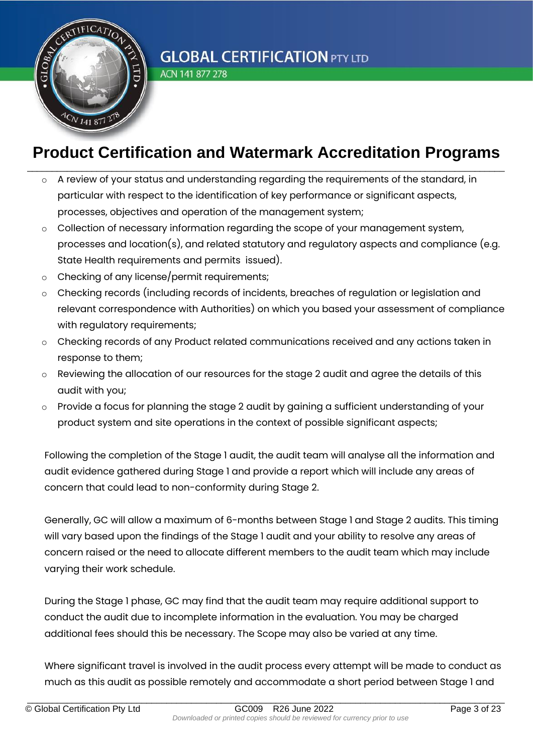- A review of your status and understanding regarding the requirements of the standard, in particular with respect to the identification of key performance or significant aspects, processes, objectives and operation of the management system;
- Collection of necessary information regarding the scope of your management system, processes and location(s), and related statutory and regulatory aspects and compliance (e.g. State Health requirements and permits issued).
- Checking of any license/permit requirements;
- Checking records (including records of incidents, breaches of regulation or legislation and relevant correspondence with Authorities) on which you based your assessment of compliance with regulatory requirements;
- Checking records of any Product related communications received and any actions taken in response to them;
- Reviewing the allocation of our resources for the stage 2 audit and agree the details of this audit with you;
- Provide a focus for planning the stage 2 audit by gaining a sufficient understanding of your product system and site operations in the context of possible significant aspects;

Following the completion of the Stage 1 audit, the audit team will analyse all the information and audit evidence gathered during Stage 1 and provide a report which will include any areas of concern that could lead to non-conformity during Stage 2.

Generally, GC will allow a maximum of 6-months between Stage 1 and Stage 2 audits. This timing will vary based upon the findings of the Stage 1 audit and your ability to resolve any areas of concern raised or the need to allocate different members to the audit team which may include varying their work schedule.

During the Stage 1 phase, GC may find that the audit team may require additional support to conduct the audit due to incomplete information in the evaluation. You may be charged additional fees should this be necessary. The Scope may also be varied at any time.

Where significant travel is involved in the audit process every attempt will be made to conduct as much as this audit as possible remotely and accommodate a short period between Stage 1 and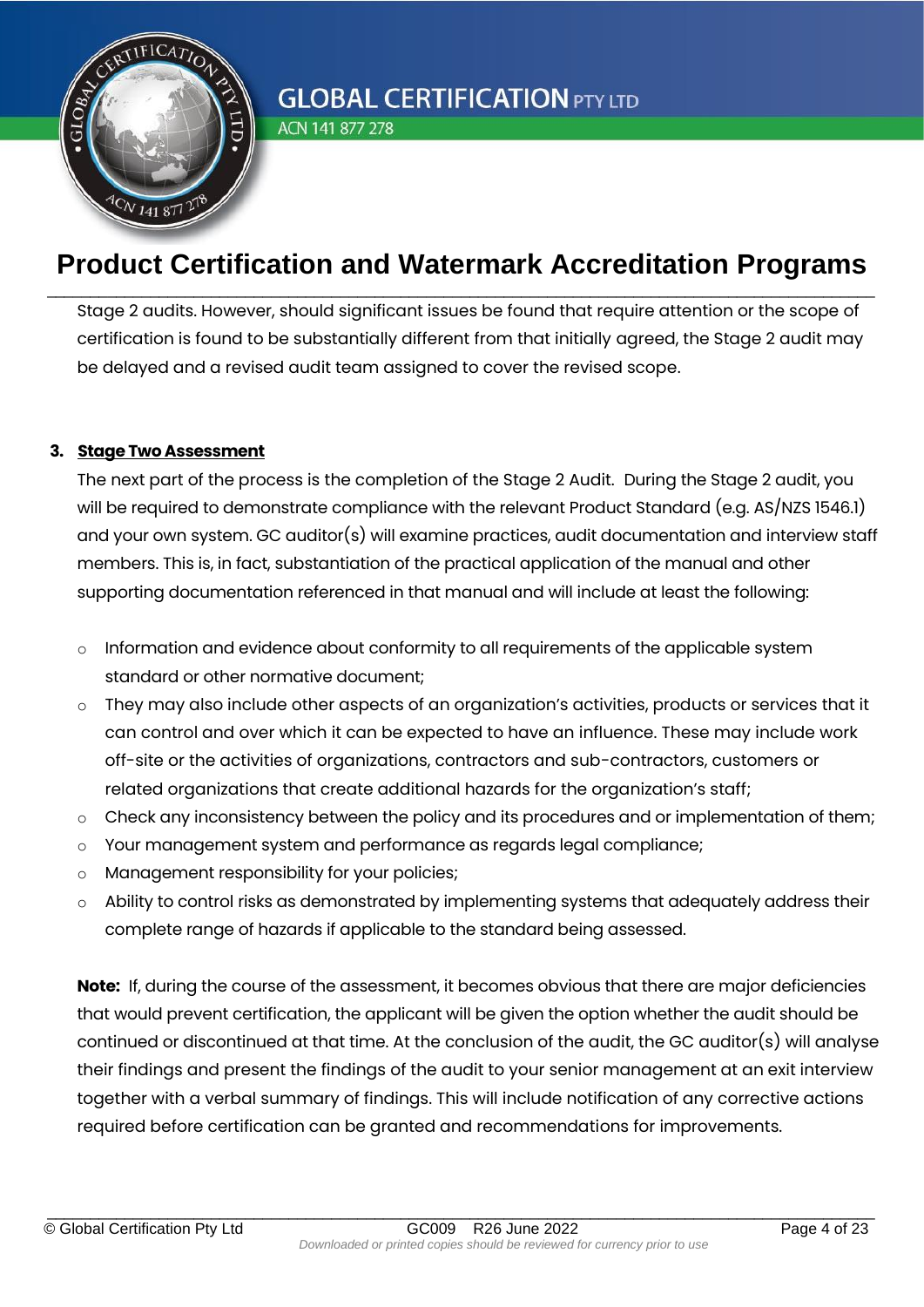Stage 2 audits. However, should significant issues be found that require attention or the scope of certification is found to be substantially different from that initially agreed, the Stage 2 audit may be delayed and a revised audit team assigned to cover the revised scope.

3. **Stage Two Assessment**

The next part of the process is the completion of the Stage 2 Audit. During the Stage 2 audit, you will be required to demonstrate compliance with the relevant Product Standard (e.g. AS/NZS 1546.1) and your own system. GC auditor(s) will examine practices, audit documentation and interview staff members. This is, in fact, substantiation of the practical application of the manual and other supporting documentation referenced in that manual and will include at least the following:

- Information and evidence about conformity to all requirements of the applicable system standard or other normative document;
- They may also include other aspects of an organization's activities, products or services that it can control and over which it can be expected to have an influence. These may include work off-site or the activities of organizations, contractors and sub-contractors, customers or related organizations that create additional hazards for the organization's staff;
- Check any inconsistency between the policy and its procedures and or implementation of them;
- Your management system and performance as regards legal compliance;
- Management responsibility for your policies;
- Ability to control risks as demonstrated by implementing systems that adequately address their complete range of hazards if applicable to the standard being assessed.

**Note:** If, during the course of the assessment, it becomes obvious that there are major deficiencies that would prevent certification, the applicant will be given the option whether the audit should be continued or discontinued at that time. At the conclusion of the audit, the GC auditor(s) will analyse their findings and present the findings of the audit to your senior management at an exit interview together with a verbal summary of findings. This will include notification of any corrective actions required before certification can be granted and recommendations for improvements.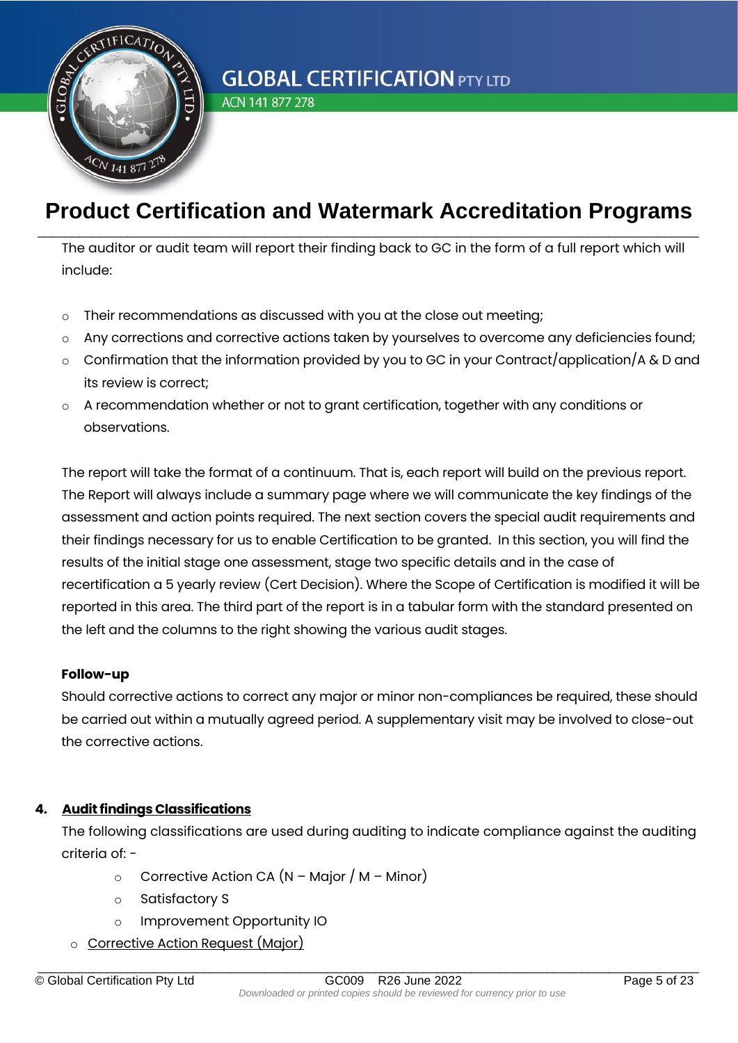The auditor or audit team will report their finding back to GC in the form of a full report which will include:

- Their recommendations as discussed with you at the close out meeting;
- Any corrections and corrective actions taken by yourselves to overcome any deficiencies found;
- Confirmation that the information provided by you to GC in your Contract/application/A & D and its review is correct;
- A recommendation whether or not to grant certification, together with any conditions or observations.

The report will take the format of a continuum. That is, each report will build on the previous report. The Report will always include a summary page where we will communicate the key findings of the assessment and action points required. The next section covers the special audit requirements and their findings necessary for us to enable Certification to be granted. In this section, you will find the results of the initial stage one assessment, stage two specific details and in the case of recertification a 5 yearly review (Cert Decision). Where the Scope of Certification is modified it will be reported in this area. The third part of the report is in a tabular form with the standard presented on the left and the columns to the right showing the various audit stages.

**Follow-up**

Should corrective actions to correct any major or minor non-compliances be required, these should be carried out within a mutually agreed period. A supplementary visit may be involved to close-out the corrective actions.

## 4. Audit findings Classifications

The following classifications are used during auditing to indicate compliance against the auditing criteria of: -

- Corrective Action CA (N – Major / M – Minor)
- Satisfactory S
- Improvement Opportunity IO

- Corrective Action Request (Major)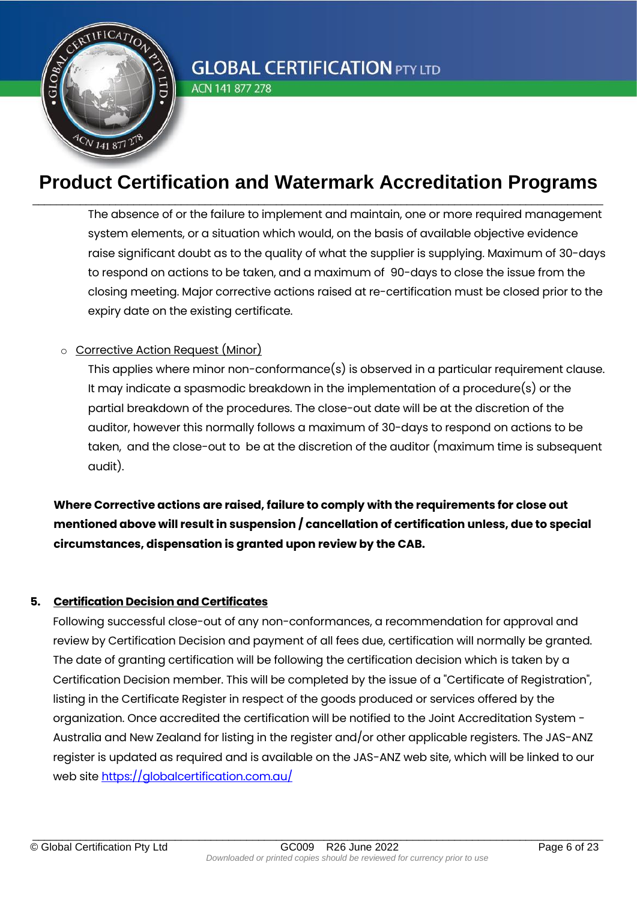The absence of or the failure to implement and maintain, one or more required management system elements, or a situation which would, on the basis of available objective evidence raise significant doubt as to the quality of what the supplier is supplying. Maximum of 30-days to respond on actions to be taken, and a maximum of 90-days to close the issue from the closing meeting. Major corrective actions raised at re-certification must be closed prior to the expiry date on the existing certificate.

- Corrective Action Request (Minor)

  This applies where minor non-conformance(s) is observed in a particular requirement clause. It may indicate a spasmodic breakdown in the implementation of a procedure(s) or the partial breakdown of the procedures. The close-out date will be at the discretion of the auditor, however this normally follows a maximum of 30-days to respond on actions to be taken, and the close-out to be at the discretion of the auditor (maximum time is subsequent audit).

**Where Corrective actions are raised, failure to comply with the requirements for close out mentioned above will result in suspension / cancellation of certification unless, due to special circumstances, dispensation is granted upon review by the CAB.**

## 5. Certification Decision and Certificates

Following successful close-out of any non-conformances, a recommendation for approval and review by Certification Decision and payment of all fees due, certification will normally be granted. The date of granting certification will be following the certification decision which is taken by a Certification Decision member. This will be completed by the issue of a "Certificate of Registration", listing in the Certificate Register in respect of the goods produced or services offered by the organization. Once accredited the certification will be notified to the Joint Accreditation System - Australia and New Zealand for listing in the register and/or other applicable registers. The JAS-ANZ register is updated as required and is available on the JAS-ANZ web site, which will be linked to our web site https://globalcertification.com.au/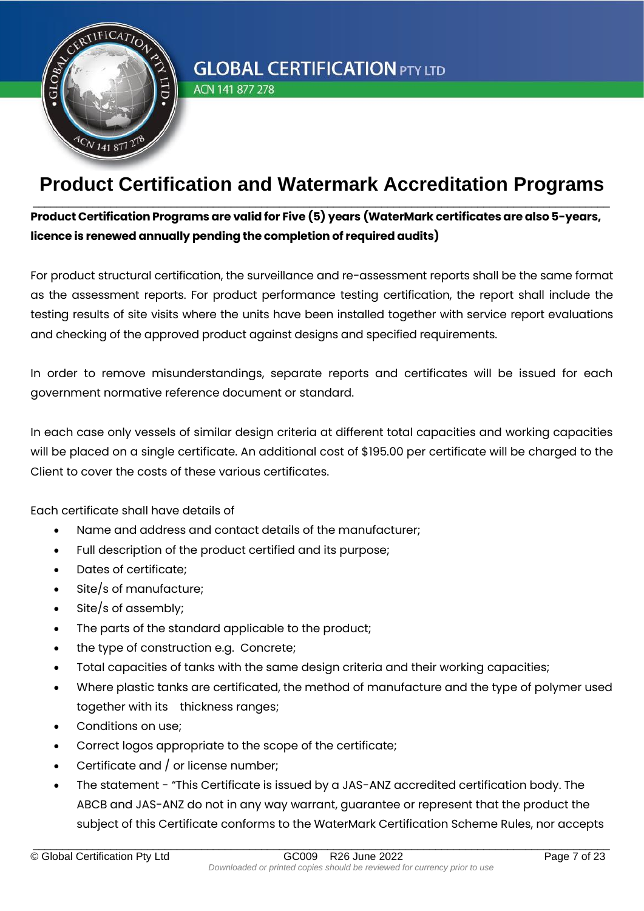# Product Certification and Watermark Accreditation Programs

**Product Certification Programs are valid for Five (5) years (WaterMark certificates are also 5-years, licence is renewed annually pending the completion of required audits)**

For product structural certification, the surveillance and re-assessment reports shall be the same format as the assessment reports. For product performance testing certification, the report shall include the testing results of site visits where the units have been installed together with service report evaluations and checking of the approved product against designs and specified requirements.

In order to remove misunderstandings, separate reports and certificates will be issued for each government normative reference document or standard.

In each case only vessels of similar design criteria at different total capacities and working capacities will be placed on a single certificate. An additional cost of $195.00 per certificate will be charged to the Client to cover the costs of these various certificates.

Each certificate shall have details of

- Name and address and contact details of the manufacturer;
- Full description of the product certified and its purpose;
- Dates of certificate;
- Site/s of manufacture;
- Site/s of assembly;
- The parts of the standard applicable to the product;
- the type of construction e.g. Concrete;
- Total capacities of tanks with the same design criteria and their working capacities;
- Where plastic tanks are certificated, the method of manufacture and the type of polymer used together with its thickness ranges;
- Conditions on use;
- Correct logos appropriate to the scope of the certificate;
- Certificate and / or license number;
- The statement - "This Certificate is issued by a JAS-ANZ accredited certification body. The ABCB and JAS-ANZ do not in any way warrant, guarantee or represent that the product the subject of this Certificate conforms to the WaterMark Certification Scheme Rules, nor accepts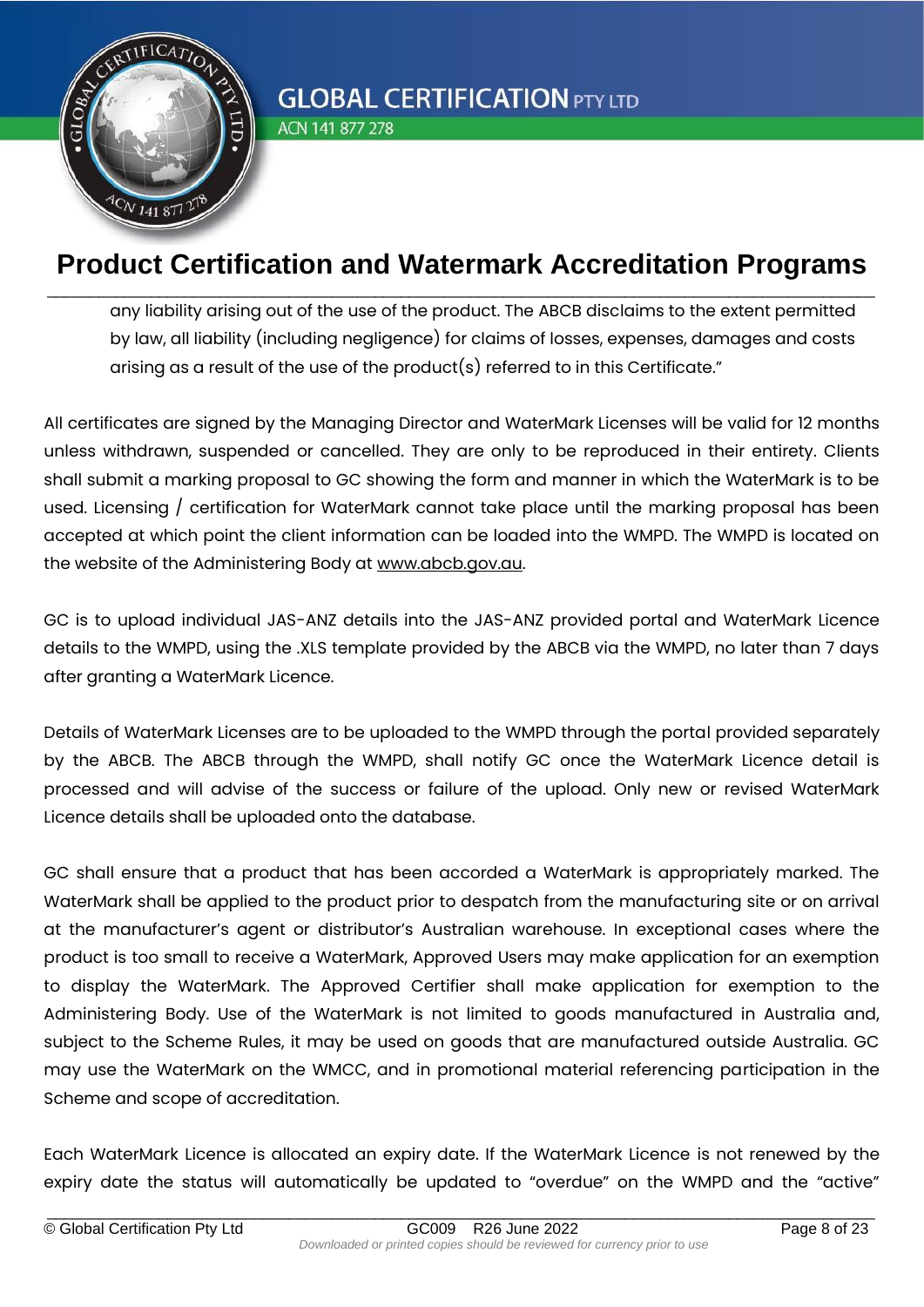any liability arising out of the use of the product. The ABCB disclaims to the extent permitted by law, all liability (including negligence) for claims of losses, expenses, damages and costs arising as a result of the use of the product(s) referred to in this Certificate."

All certificates are signed by the Managing Director and WaterMark Licenses will be valid for 12 months unless withdrawn, suspended or cancelled. They are only to be reproduced in their entirety. Clients shall submit a marking proposal to GC showing the form and manner in which the WaterMark is to be used. Licensing / certification for WaterMark cannot take place until the marking proposal has been accepted at which point the client information can be loaded into the WMPD. The WMPD is located on the website of the Administering Body at www.abcb.gov.au.

GC is to upload individual JAS-ANZ details into the JAS-ANZ provided portal and WaterMark Licence details to the WMPD, using the .XLS template provided by the ABCB via the WMPD, no later than 7 days after granting a WaterMark Licence.

Details of WaterMark Licenses are to be uploaded to the WMPD through the portal provided separately by the ABCB. The ABCB through the WMPD, shall notify GC once the WaterMark Licence detail is processed and will advise of the success or failure of the upload. Only new or revised WaterMark Licence details shall be uploaded onto the database.

GC shall ensure that a product that has been accorded a WaterMark is appropriately marked. The WaterMark shall be applied to the product prior to despatch from the manufacturing site or on arrival at the manufacturer's agent or distributor's Australian warehouse. In exceptional cases where the product is too small to receive a WaterMark, Approved Users may make application for an exemption to display the WaterMark. The Approved Certifier shall make application for exemption to the Administering Body. Use of the WaterMark is not limited to goods manufactured in Australia and, subject to the Scheme Rules, it may be used on goods that are manufactured outside Australia. GC may use the WaterMark on the WMCC, and in promotional material referencing participation in the Scheme and scope of accreditation.

Each WaterMark Licence is allocated an expiry date. If the WaterMark Licence is not renewed by the expiry date the status will automatically be updated to "overdue" on the WMPD and the "active"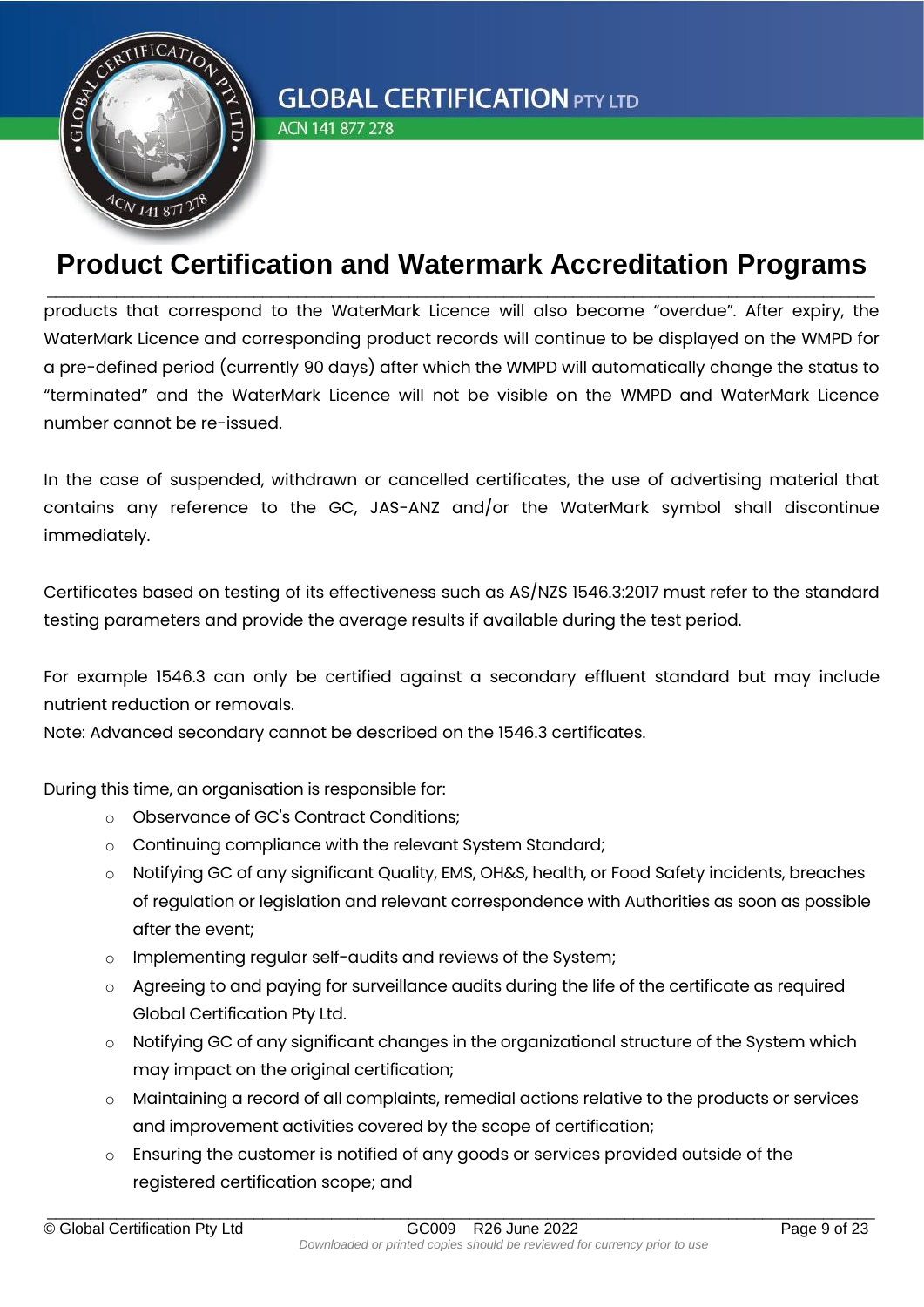products that correspond to the WaterMark Licence will also become “overdue”. After expiry, the WaterMark Licence and corresponding product records will continue to be displayed on the WMPD for a pre-defined period (currently 90 days) after which the WMPD will automatically change the status to “terminated” and the WaterMark Licence will not be visible on the WMPD and WaterMark Licence number cannot be re-issued.

In the case of suspended, withdrawn or cancelled certificates, the use of advertising material that contains any reference to the GC, JAS-ANZ and/or the WaterMark symbol shall discontinue immediately.

Certificates based on testing of its effectiveness such as AS/NZS 1546.3:2017 must refer to the standard testing parameters and provide the average results if available during the test period.

For example 1546.3 can only be certified against a secondary effluent standard but may include nutrient reduction or removals.
Note: Advanced secondary cannot be described on the 1546.3 certificates.

During this time, an organisation is responsible for:

- Observance of GC's Contract Conditions;
- Continuing compliance with the relevant System Standard;
- Notifying GC of any significant Quality, EMS, OH&S, health, or Food Safety incidents, breaches of regulation or legislation and relevant correspondence with Authorities as soon as possible after the event;
- Implementing regular self-audits and reviews of the System;
- Agreeing to and paying for surveillance audits during the life of the certificate as required Global Certification Pty Ltd.
- Notifying GC of any significant changes in the organizational structure of the System which may impact on the original certification;
- Maintaining a record of all complaints, remedial actions relative to the products or services and improvement activities covered by the scope of certification;
- Ensuring the customer is notified of any goods or services provided outside of the registered certification scope; and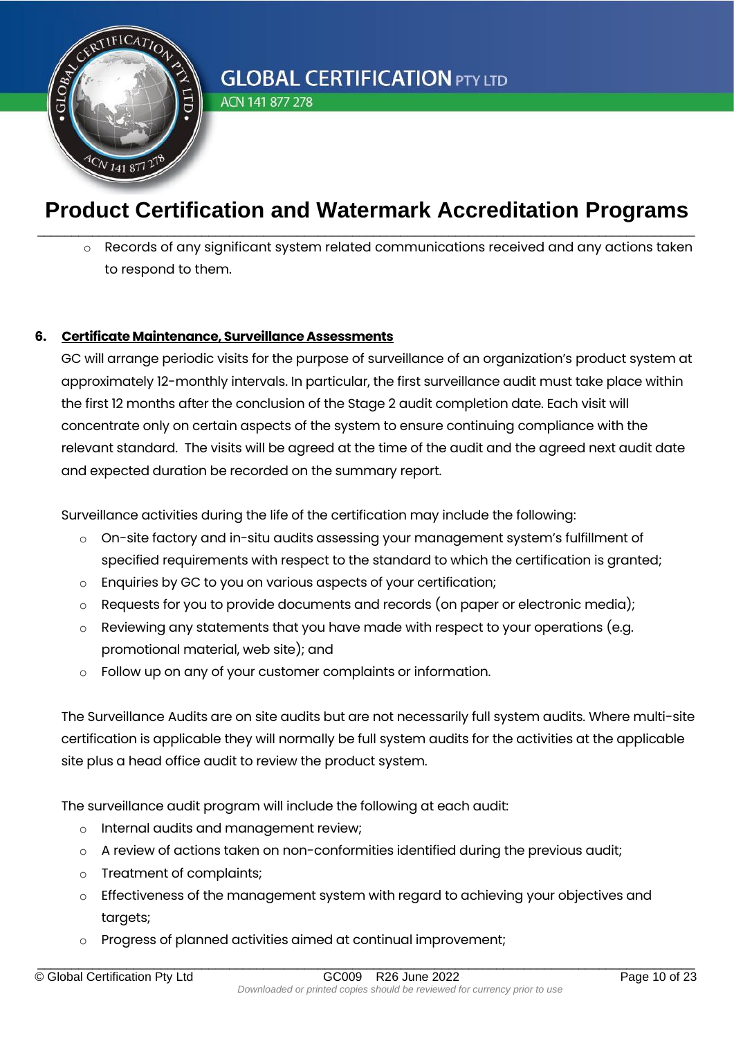- Records of any significant system related communications received and any actions taken to respond to them.

## 6. Certificate Maintenance, Surveillance Assessments

GC will arrange periodic visits for the purpose of surveillance of an organization's product system at approximately 12-monthly intervals. In particular, the first surveillance audit must take place within the first 12 months after the conclusion of the Stage 2 audit completion date. Each visit will concentrate only on certain aspects of the system to ensure continuing compliance with the relevant standard. The visits will be agreed at the time of the audit and the agreed next audit date and expected duration be recorded on the summary report.

Surveillance activities during the life of the certification may include the following:

- On-site factory and in-situ audits assessing your management system's fulfillment of specified requirements with respect to the standard to which the certification is granted;
- Enquiries by GC to you on various aspects of your certification;
- Requests for you to provide documents and records (on paper or electronic media);
- Reviewing any statements that you have made with respect to your operations (e.g. promotional material, web site); and
- Follow up on any of your customer complaints or information.

The Surveillance Audits are on site audits but are not necessarily full system audits. Where multi-site certification is applicable they will normally be full system audits for the activities at the applicable site plus a head office audit to review the product system.

The surveillance audit program will include the following at each audit:

- Internal audits and management review;
- A review of actions taken on non-conformities identified during the previous audit;
- Treatment of complaints;
- Effectiveness of the management system with regard to achieving your objectives and targets;
- Progress of planned activities aimed at continual improvement;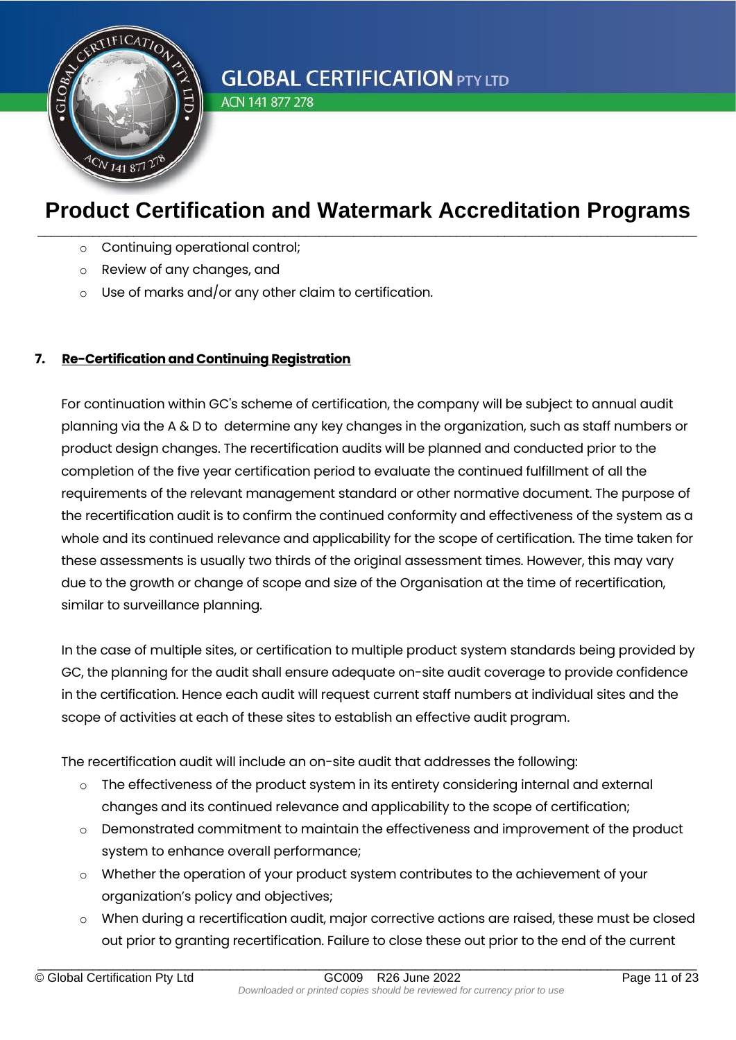- Continuing operational control;
- Review of any changes, and
- Use of marks and/or any other claim to certification.

## 7. Re-Certification and Continuing Registration

For continuation within GC's scheme of certification, the company will be subject to annual audit planning via the A & D to determine any key changes in the organization, such as staff numbers or product design changes. The recertification audits will be planned and conducted prior to the completion of the five year certification period to evaluate the continued fulfillment of all the requirements of the relevant management standard or other normative document. The purpose of the recertification audit is to confirm the continued conformity and effectiveness of the system as a whole and its continued relevance and applicability for the scope of certification. The time taken for these assessments is usually two thirds of the original assessment times. However, this may vary due to the growth or change of scope and size of the Organisation at the time of recertification, similar to surveillance planning.

In the case of multiple sites, or certification to multiple product system standards being provided by GC, the planning for the audit shall ensure adequate on-site audit coverage to provide confidence in the certification. Hence each audit will request current staff numbers at individual sites and the scope of activities at each of these sites to establish an effective audit program.

The recertification audit will include an on-site audit that addresses the following:

- The effectiveness of the product system in its entirety considering internal and external changes and its continued relevance and applicability to the scope of certification;
- Demonstrated commitment to maintain the effectiveness and improvement of the product system to enhance overall performance;
- Whether the operation of your product system contributes to the achievement of your organization's policy and objectives;
- When during a recertification audit, major corrective actions are raised, these must be closed out prior to granting recertification. Failure to close these out prior to the end of the current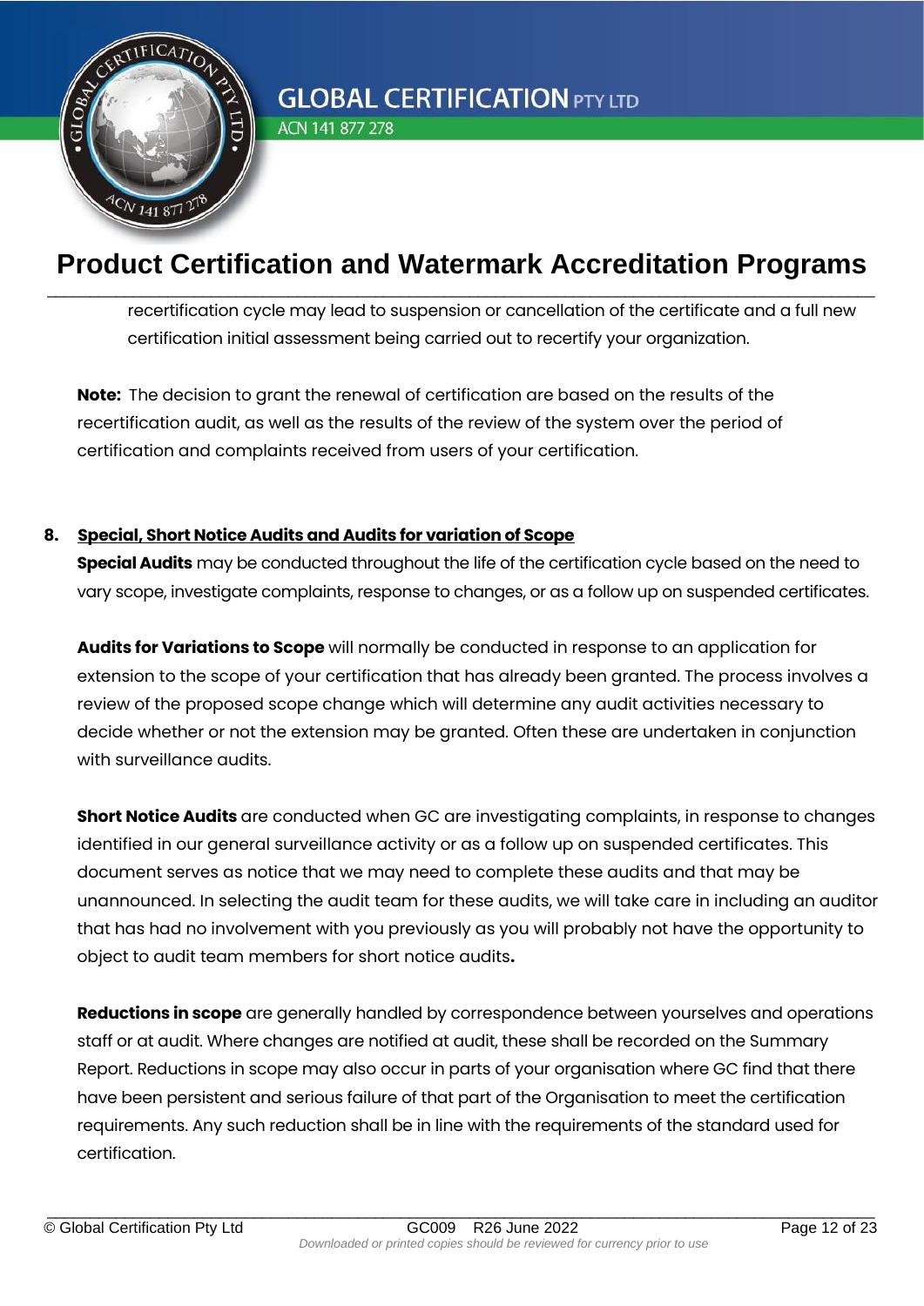recertification cycle may lead to suspension or cancellation of the certificate and a full new certification initial assessment being carried out to recertify your organization.

**Note:** The decision to grant the renewal of certification are based on the results of the recertification audit, as well as the results of the review of the system over the period of certification and complaints received from users of your certification.

## 8. Special, Short Notice Audits and Audits for variation of Scope

**Special Audits** may be conducted throughout the life of the certification cycle based on the need to vary scope, investigate complaints, response to changes, or as a follow up on suspended certificates.

**Audits for Variations to Scope** will normally be conducted in response to an application for extension to the scope of your certification that has already been granted. The process involves a review of the proposed scope change which will determine any audit activities necessary to decide whether or not the extension may be granted. Often these are undertaken in conjunction with surveillance audits.

**Short Notice Audits** are conducted when GC are investigating complaints, in response to changes identified in our general surveillance activity or as a follow up on suspended certificates. This document serves as notice that we may need to complete these audits and that may be unannounced. In selecting the audit team for these audits, we will take care in including an auditor that has had no involvement with you previously as you will probably not have the opportunity to object to audit team members for short notice audits**.**

**Reductions in scope** are generally handled by correspondence between yourselves and operations staff or at audit. Where changes are notified at audit, these shall be recorded on the Summary Report. Reductions in scope may also occur in parts of your organisation where GC find that there have been persistent and serious failure of that part of the Organisation to meet the certification requirements. Any such reduction shall be in line with the requirements of the standard used for certification.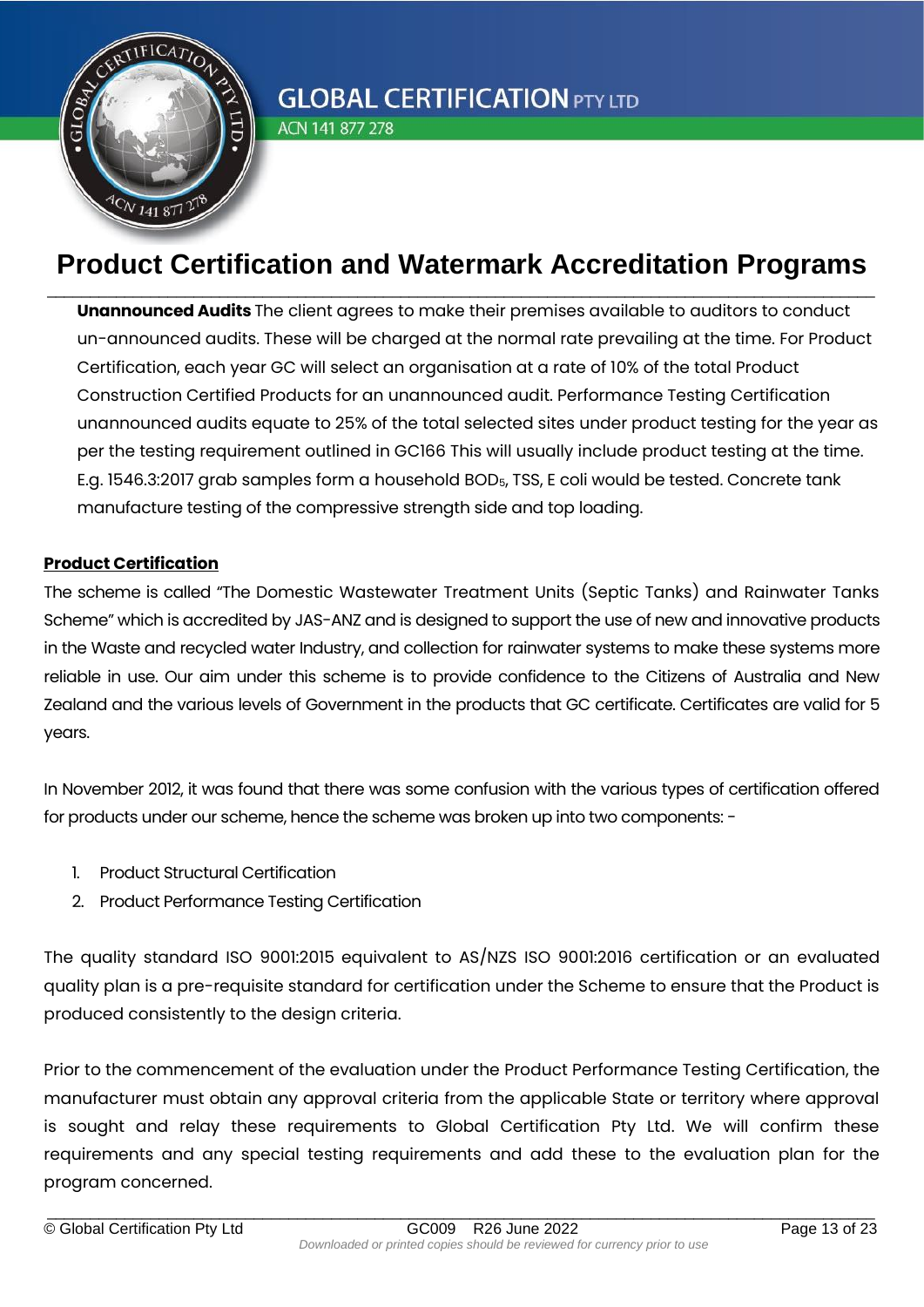**Unannounced Audits** The client agrees to make their premises available to auditors to conduct un-announced audits. These will be charged at the normal rate prevailing at the time. For Product Certification, each year GC will select an organisation at a rate of 10% of the total Product Construction Certified Products for an unannounced audit. Performance Testing Certification unannounced audits equate to 25% of the total selected sites under product testing for the year as per the testing requirement outlined in GC166 This will usually include product testing at the time. E.g. 1546.3:2017 grab samples form a household $BOD_5$, TSS, E coli would be tested. Concrete tank manufacture testing of the compressive strength side and top loading.

**Product Certification**

The scheme is called "The Domestic Wastewater Treatment Units (Septic Tanks) and Rainwater Tanks Scheme" which is accredited by JAS-ANZ and is designed to support the use of new and innovative products in the Waste and recycled water Industry, and collection for rainwater systems to make these systems more reliable in use. Our aim under this scheme is to provide confidence to the Citizens of Australia and New Zealand and the various levels of Government in the products that GC certificate. Certificates are valid for 5 years.

In November 2012, it was found that there was some confusion with the various types of certification offered for products under our scheme, hence the scheme was broken up into two components: -

1. Product Structural Certification
2. Product Performance Testing Certification

The quality standard ISO 9001:2015 equivalent to AS/NZS ISO 9001:2016 certification or an evaluated quality plan is a pre-requisite standard for certification under the Scheme to ensure that the Product is produced consistently to the design criteria.

Prior to the commencement of the evaluation under the Product Performance Testing Certification, the manufacturer must obtain any approval criteria from the applicable State or territory where approval is sought and relay these requirements to Global Certification Pty Ltd. We will confirm these requirements and any special testing requirements and add these to the evaluation plan for the program concerned.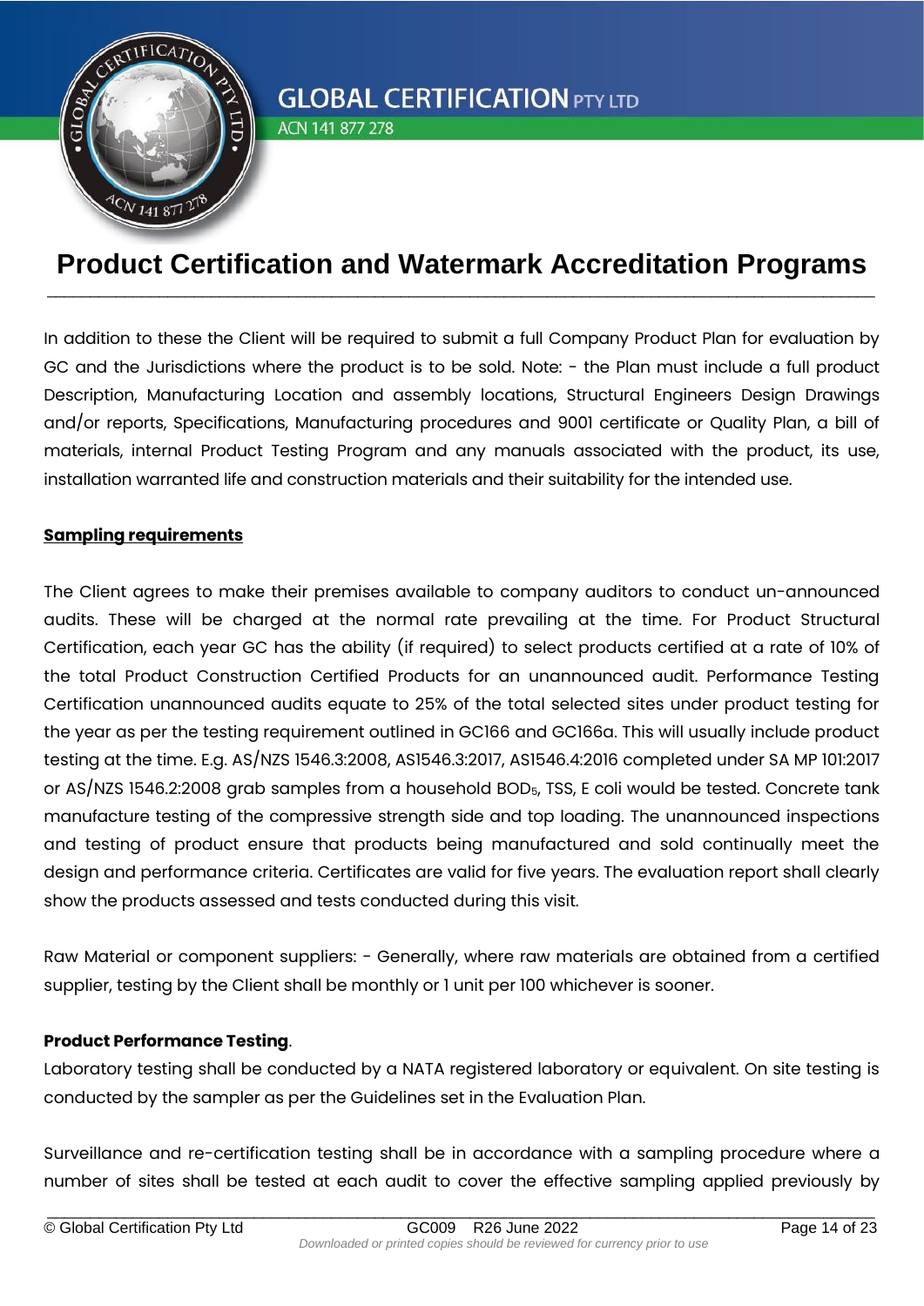In addition to these the Client will be required to submit a full Company Product Plan for evaluation by GC and the Jurisdictions where the product is to be sold. Note: - the Plan must include a full product Description, Manufacturing Location and assembly locations, Structural Engineers Design Drawings and/or reports, Specifications, Manufacturing procedures and 9001 certificate or Quality Plan, a bill of materials, internal Product Testing Program and any manuals associated with the product, its use, installation warranted life and construction materials and their suitability for the intended use.

**Sampling requirements**

The Client agrees to make their premises available to company auditors to conduct un-announced audits. These will be charged at the normal rate prevailing at the time. For Product Structural Certification, each year GC has the ability (if required) to select products certified at a rate of 10% of the total Product Construction Certified Products for an unannounced audit. Performance Testing Certification unannounced audits equate to 25% of the total selected sites under product testing for the year as per the testing requirement outlined in GC166 and GC166a. This will usually include product testing at the time. E.g. AS/NZS 1546.3:2008, AS1546.3:2017, AS1546.4:2016 completed under SA MP 101:2017 or AS/NZS 1546.2:2008 grab samples from a household $BOD_5$, TSS, E coli would be tested. Concrete tank manufacture testing of the compressive strength side and top loading. The unannounced inspections and testing of product ensure that products being manufactured and sold continually meet the design and performance criteria. Certificates are valid for five years. The evaluation report shall clearly show the products assessed and tests conducted during this visit.

Raw Material or component suppliers: - Generally, where raw materials are obtained from a certified supplier, testing by the Client shall be monthly or 1 unit per 100 whichever is sooner.

**Product Performance Testing**.
Laboratory testing shall be conducted by a NATA registered laboratory or equivalent. On site testing is conducted by the sampler as per the Guidelines set in the Evaluation Plan.

Surveillance and re-certification testing shall be in accordance with a sampling procedure where a number of sites shall be tested at each audit to cover the effective sampling applied previously by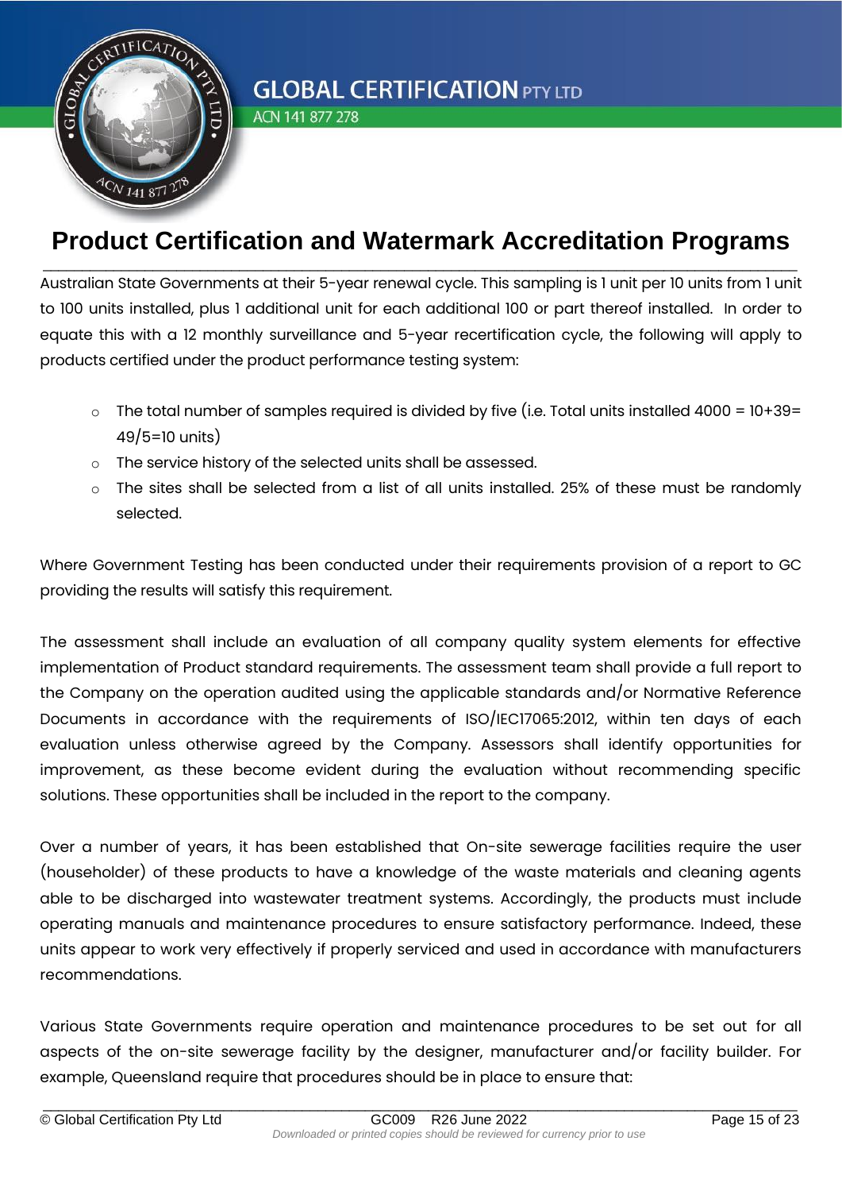Australian State Governments at their 5-year renewal cycle. This sampling is 1 unit per 10 units from 1 unit to 100 units installed, plus 1 additional unit for each additional 100 or part thereof installed. In order to equate this with a 12 monthly surveillance and 5-year recertification cycle, the following will apply to products certified under the product performance testing system:

- The total number of samples required is divided by five (i.e. Total units installed 4000 = 10+39= 49/5=10 units)
- The service history of the selected units shall be assessed.
- The sites shall be selected from a list of all units installed. 25% of these must be randomly selected.

Where Government Testing has been conducted under their requirements provision of a report to GC providing the results will satisfy this requirement.

The assessment shall include an evaluation of all company quality system elements for effective implementation of Product standard requirements. The assessment team shall provide a full report to the Company on the operation audited using the applicable standards and/or Normative Reference Documents in accordance with the requirements of ISO/IEC17065:2012, within ten days of each evaluation unless otherwise agreed by the Company. Assessors shall identify opportunities for improvement, as these become evident during the evaluation without recommending specific solutions. These opportunities shall be included in the report to the company.

Over a number of years, it has been established that On-site sewerage facilities require the user (householder) of these products to have a knowledge of the waste materials and cleaning agents able to be discharged into wastewater treatment systems. Accordingly, the products must include operating manuals and maintenance procedures to ensure satisfactory performance. Indeed, these units appear to work very effectively if properly serviced and used in accordance with manufacturers recommendations.

Various State Governments require operation and maintenance procedures to be set out for all aspects of the on-site sewerage facility by the designer, manufacturer and/or facility builder. For example, Queensland require that procedures should be in place to ensure that: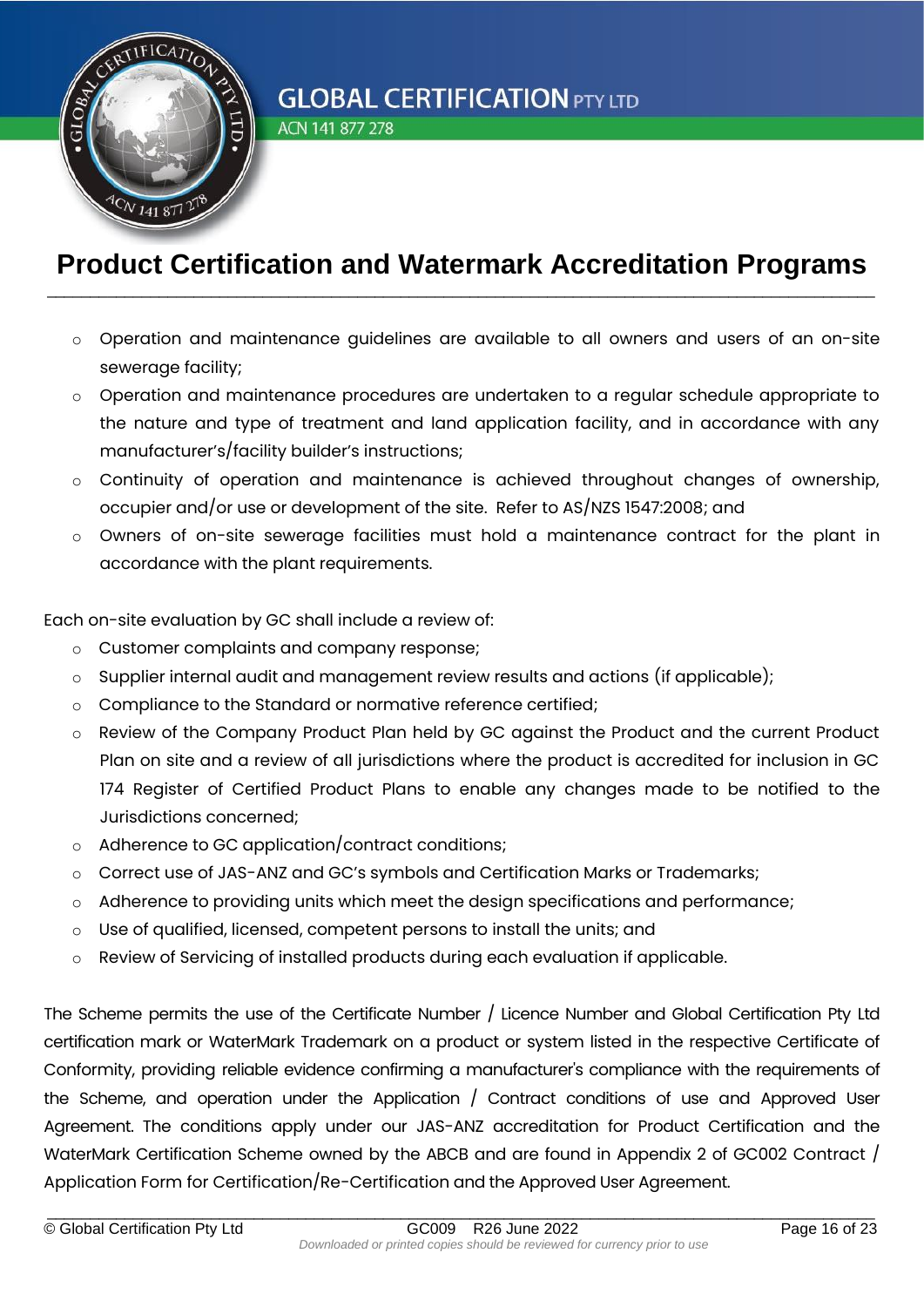- Operation and maintenance guidelines are available to all owners and users of an on-site sewerage facility;
- Operation and maintenance procedures are undertaken to a regular schedule appropriate to the nature and type of treatment and land application facility, and in accordance with any manufacturer's/facility builder's instructions;
- Continuity of operation and maintenance is achieved throughout changes of ownership, occupier and/or use or development of the site.  Refer to AS/NZS 1547:2008; and
- Owners of on-site sewerage facilities must hold a maintenance contract for the plant in accordance with the plant requirements.

Each on-site evaluation by GC shall include a review of:

- Customer complaints and company response;
- Supplier internal audit and management review results and actions (if applicable);
- Compliance to the Standard or normative reference certified;
- Review of the Company Product Plan held by GC against the Product and the current Product Plan on site and a review of all jurisdictions where the product is accredited for inclusion in GC 174 Register of Certified Product Plans to enable any changes made to be notified to the Jurisdictions concerned;
- Adherence to GC application/contract conditions;
- Correct use of JAS-ANZ and GC's symbols and Certification Marks or Trademarks;
- Adherence to providing units which meet the design specifications and performance;
- Use of qualified, licensed, competent persons to install the units; and
- Review of Servicing of installed products during each evaluation if applicable.

The Scheme permits the use of the Certificate Number / Licence Number and Global Certification Pty Ltd certification mark or WaterMark Trademark on a product or system listed in the respective Certificate of Conformity, providing reliable evidence confirming a manufacturer's compliance with the requirements of the Scheme, and operation under the Application / Contract conditions of use and Approved User Agreement. The conditions apply under our JAS-ANZ accreditation for Product Certification and the WaterMark Certification Scheme owned by the ABCB and are found in Appendix 2 of GC002 Contract / Application Form for Certification/Re-Certification and the Approved User Agreement.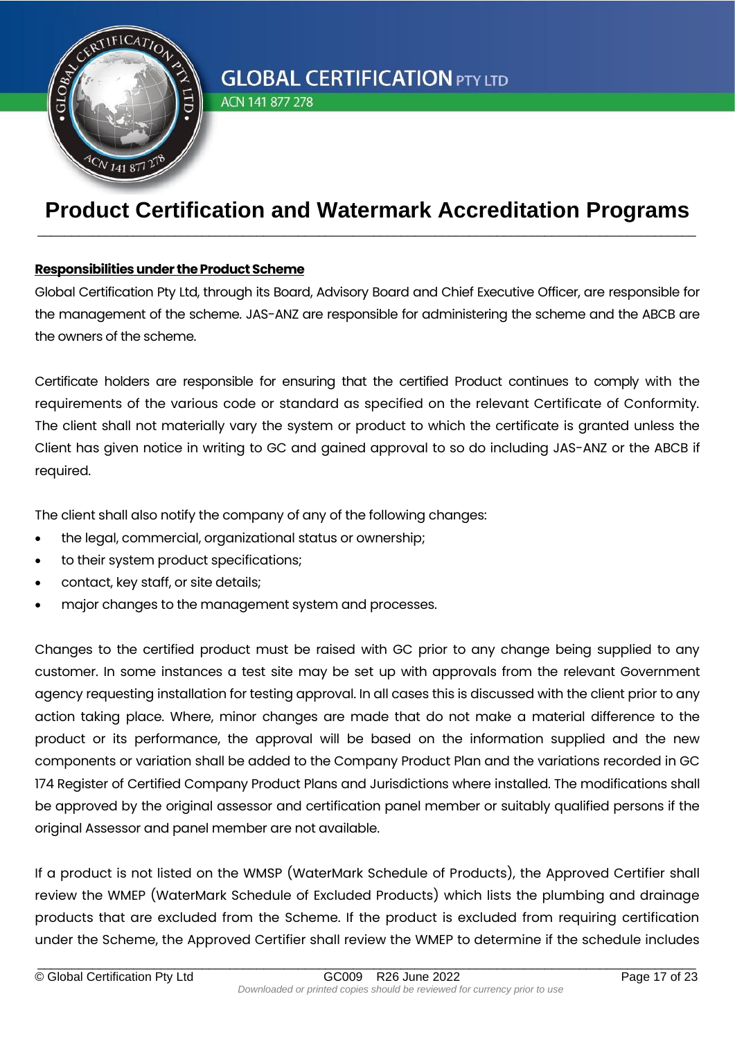## Product Certification and Watermark Accreditation Programs

**Responsibilities under the Product Scheme**

Global Certification Pty Ltd, through its Board, Advisory Board and Chief Executive Officer, are responsible for the management of the scheme. JAS-ANZ are responsible for administering the scheme and the ABCB are the owners of the scheme.

Certificate holders are responsible for ensuring that the certified Product continues to comply with the requirements of the various code or standard as specified on the relevant Certificate of Conformity. The client shall not materially vary the system or product to which the certificate is granted unless the Client has given notice in writing to GC and gained approval to so do including JAS-ANZ or the ABCB if required.

The client shall also notify the company of any of the following changes:

- the legal, commercial, organizational status or ownership;
- to their system product specifications;
- contact, key staff, or site details;
- major changes to the management system and processes.

Changes to the certified product must be raised with GC prior to any change being supplied to any customer. In some instances a test site may be set up with approvals from the relevant Government agency requesting installation for testing approval. In all cases this is discussed with the client prior to any action taking place. Where, minor changes are made that do not make a material difference to the product or its performance, the approval will be based on the information supplied and the new components or variation shall be added to the Company Product Plan and the variations recorded in GC 174 Register of Certified Company Product Plans and Jurisdictions where installed. The modifications shall be approved by the original assessor and certification panel member or suitably qualified persons if the original Assessor and panel member are not available.

If a product is not listed on the WMSP (WaterMark Schedule of Products), the Approved Certifier shall review the WMEP (WaterMark Schedule of Excluded Products) which lists the plumbing and drainage products that are excluded from the Scheme. If the product is excluded from requiring certification under the Scheme, the Approved Certifier shall review the WMEP to determine if the schedule includes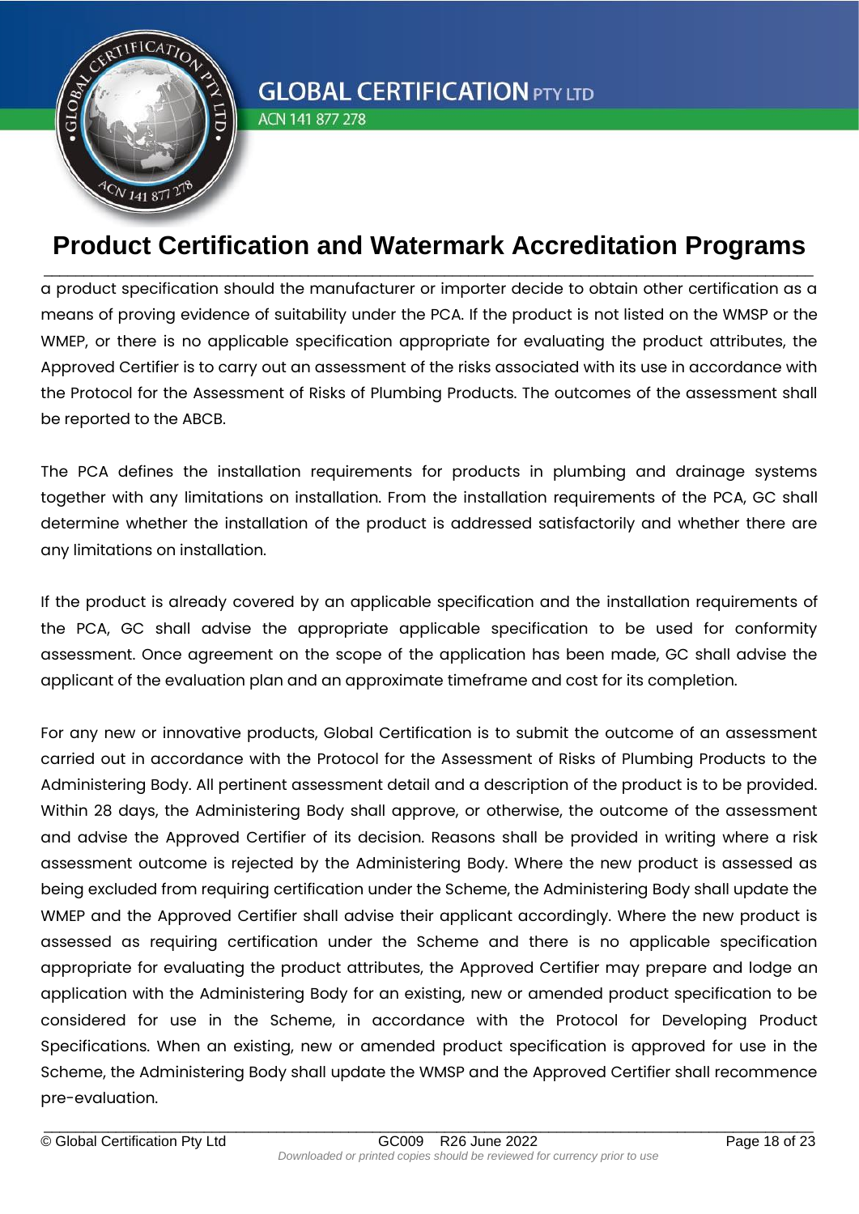a product specification should the manufacturer or importer decide to obtain other certification as a means of proving evidence of suitability under the PCA. If the product is not listed on the WMSP or the WMEP, or there is no applicable specification appropriate for evaluating the product attributes, the Approved Certifier is to carry out an assessment of the risks associated with its use in accordance with the Protocol for the Assessment of Risks of Plumbing Products. The outcomes of the assessment shall be reported to the ABCB.

The PCA defines the installation requirements for products in plumbing and drainage systems together with any limitations on installation. From the installation requirements of the PCA, GC shall determine whether the installation of the product is addressed satisfactorily and whether there are any limitations on installation.

If the product is already covered by an applicable specification and the installation requirements of the PCA, GC shall advise the appropriate applicable specification to be used for conformity assessment. Once agreement on the scope of the application has been made, GC shall advise the applicant of the evaluation plan and an approximate timeframe and cost for its completion.

For any new or innovative products, Global Certification is to submit the outcome of an assessment carried out in accordance with the Protocol for the Assessment of Risks of Plumbing Products to the Administering Body. All pertinent assessment detail and a description of the product is to be provided. Within 28 days, the Administering Body shall approve, or otherwise, the outcome of the assessment and advise the Approved Certifier of its decision. Reasons shall be provided in writing where a risk assessment outcome is rejected by the Administering Body. Where the new product is assessed as being excluded from requiring certification under the Scheme, the Administering Body shall update the WMEP and the Approved Certifier shall advise their applicant accordingly. Where the new product is assessed as requiring certification under the Scheme and there is no applicable specification appropriate for evaluating the product attributes, the Approved Certifier may prepare and lodge an application with the Administering Body for an existing, new or amended product specification to be considered for use in the Scheme, in accordance with the Protocol for Developing Product Specifications. When an existing, new or amended product specification is approved for use in the Scheme, the Administering Body shall update the WMSP and the Approved Certifier shall recommence pre-evaluation.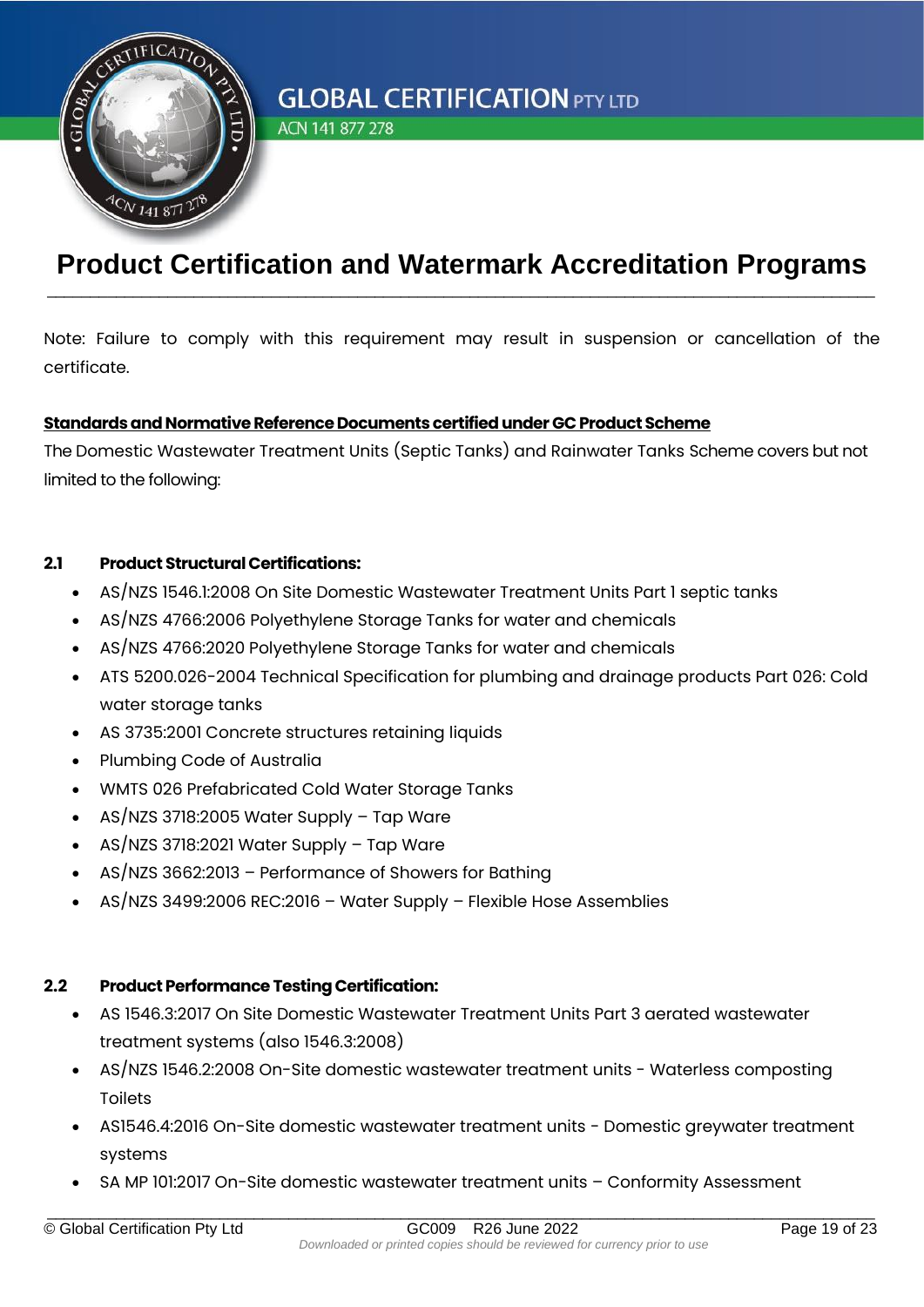Note: Failure to comply with this requirement may result in suspension or cancellation of the certificate.

**Standards and Normative Reference Documents certified under GC Product Scheme**

The Domestic Wastewater Treatment Units (Septic Tanks) and Rainwater Tanks Scheme covers but not limited to the following:

### 2.1 Product Structural Certifications:

- AS/NZS 1546.1:2008 On Site Domestic Wastewater Treatment Units Part 1 septic tanks
- AS/NZS 4766:2006 Polyethylene Storage Tanks for water and chemicals
- AS/NZS 4766:2020 Polyethylene Storage Tanks for water and chemicals
- ATS 5200.026-2004 Technical Specification for plumbing and drainage products Part 026: Cold water storage tanks
- AS 3735:2001 Concrete structures retaining liquids
- Plumbing Code of Australia
- WMTS 026 Prefabricated Cold Water Storage Tanks
- AS/NZS 3718:2005 Water Supply – Tap Ware
- AS/NZS 3718:2021 Water Supply – Tap Ware
- AS/NZS 3662:2013 – Performance of Showers for Bathing
- AS/NZS 3499:2006 REC:2016 – Water Supply – Flexible Hose Assemblies

### 2.2 Product Performance Testing Certification:

- AS 1546.3:2017 On Site Domestic Wastewater Treatment Units Part 3 aerated wastewater treatment systems (also 1546.3:2008)
- AS/NZS 1546.2:2008 On-Site domestic wastewater treatment units - Waterless composting Toilets
- AS1546.4:2016 On-Site domestic wastewater treatment units - Domestic greywater treatment systems
- SA MP 101:2017 On-Site domestic wastewater treatment units – Conformity Assessment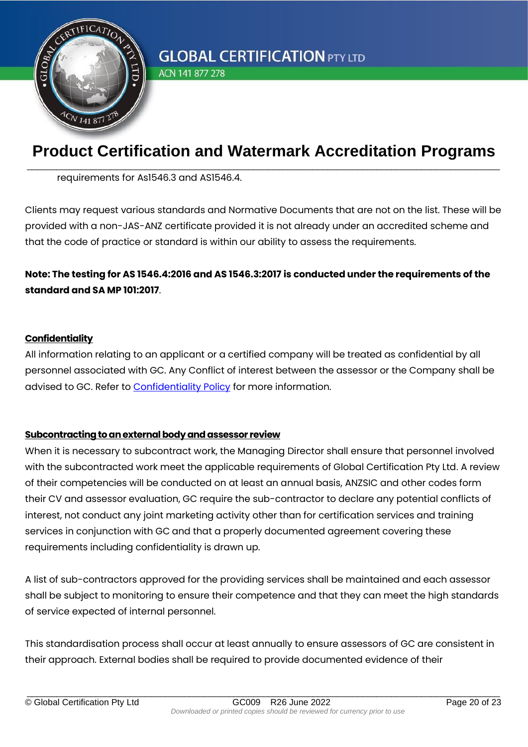requirements for As1546.3 and AS1546.4.

Clients may request various standards and Normative Documents that are not on the list. These will be provided with a non-JAS-ANZ certificate provided it is not already under an accredited scheme and that the code of practice or standard is within our ability to assess the requirements.

**Note: The testing for AS 1546.4:2016 and AS 1546.3:2017 is conducted under the requirements of the standard and SA MP 101:2017**.

## Confidentiality

All information relating to an applicant or a certified company will be treated as confidential by all personnel associated with GC. Any Conflict of interest between the assessor or the Company shall be advised to GC. Refer to Confidentiality Policy for more information.

## Subcontracting to an external body and assessor review

When it is necessary to subcontract work, the Managing Director shall ensure that personnel involved with the subcontracted work meet the applicable requirements of Global Certification Pty Ltd. A review of their competencies will be conducted on at least an annual basis, ANZSIC and other codes form their CV and assessor evaluation, GC require the sub-contractor to declare any potential conflicts of interest, not conduct any joint marketing activity other than for certification services and training services in conjunction with GC and that a properly documented agreement covering these requirements including confidentiality is drawn up.

A list of sub-contractors approved for the providing services shall be maintained and each assessor shall be subject to monitoring to ensure their competence and that they can meet the high standards of service expected of internal personnel.

This standardisation process shall occur at least annually to ensure assessors of GC are consistent in their approach. External bodies shall be required to provide documented evidence of their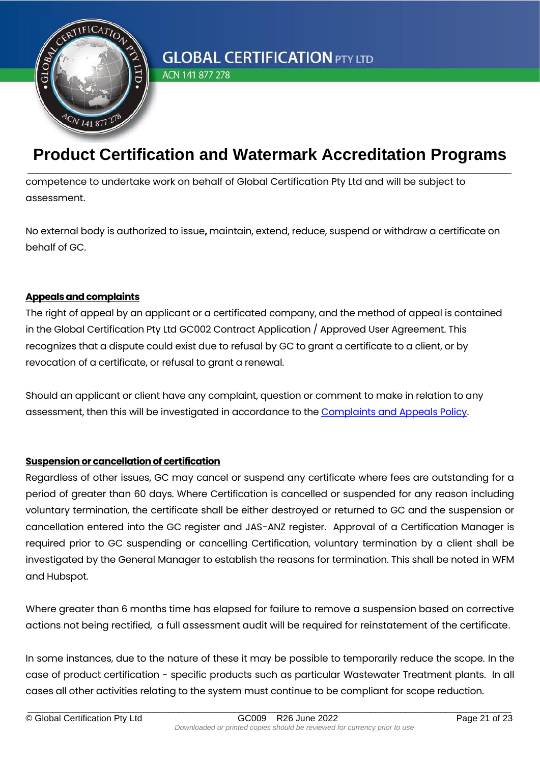competence to undertake work on behalf of Global Certification Pty Ltd and will be subject to assessment.

No external body is authorized to issue**,** maintain, extend, reduce, suspend or withdraw a certificate on behalf of GC.

**Appeals and complaints**

The right of appeal by an applicant or a certificated company, and the method of appeal is contained in the Global Certification Pty Ltd GC002 Contract Application / Approved User Agreement. This recognizes that a dispute could exist due to refusal by GC to grant a certificate to a client, or by revocation of a certificate, or refusal to grant a renewal.

Should an applicant or client have any complaint, question or comment to make in relation to any assessment, then this will be investigated in accordance to the [Complaints and Appeals Policy](#).

**Suspension or cancellation of certification**

Regardless of other issues, GC may cancel or suspend any certificate where fees are outstanding for a period of greater than 60 days. Where Certification is cancelled or suspended for any reason including voluntary termination, the certificate shall be either destroyed or returned to GC and the suspension or cancellation entered into the GC register and JAS-ANZ register. Approval of a Certification Manager is required prior to GC suspending or cancelling Certification, voluntary termination by a client shall be investigated by the General Manager to establish the reasons for termination. This shall be noted in WFM and Hubspot.

Where greater than 6 months time has elapsed for failure to remove a suspension based on corrective actions not being rectified, a full assessment audit will be required for reinstatement of the certificate.

In some instances, due to the nature of these it may be possible to temporarily reduce the scope. In the case of product certification - specific products such as particular Wastewater Treatment plants. In all cases all other activities relating to the system must continue to be compliant for scope reduction.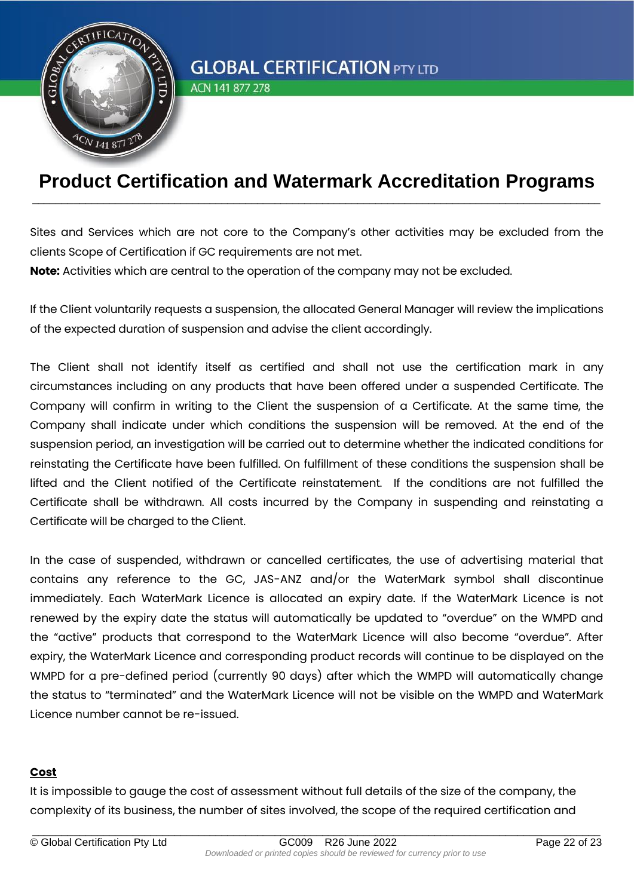Sites and Services which are not core to the Company's other activities may be excluded from the clients Scope of Certification if GC requirements are not met.
**Note:** Activities which are central to the operation of the company may not be excluded.

If the Client voluntarily requests a suspension, the allocated General Manager will review the implications of the expected duration of suspension and advise the client accordingly.

The Client shall not identify itself as certified and shall not use the certification mark in any circumstances including on any products that have been offered under a suspended Certificate. The Company will confirm in writing to the Client the suspension of a Certificate. At the same time, the Company shall indicate under which conditions the suspension will be removed. At the end of the suspension period, an investigation will be carried out to determine whether the indicated conditions for reinstating the Certificate have been fulfilled. On fulfillment of these conditions the suspension shall be lifted and the Client notified of the Certificate reinstatement. If the conditions are not fulfilled the Certificate shall be withdrawn. All costs incurred by the Company in suspending and reinstating a Certificate will be charged to the Client.

In the case of suspended, withdrawn or cancelled certificates, the use of advertising material that contains any reference to the GC, JAS-ANZ and/or the WaterMark symbol shall discontinue immediately. Each WaterMark Licence is allocated an expiry date. If the WaterMark Licence is not renewed by the expiry date the status will automatically be updated to "overdue" on the WMPD and the "active" products that correspond to the WaterMark Licence will also become "overdue". After expiry, the WaterMark Licence and corresponding product records will continue to be displayed on the WMPD for a pre-defined period (currently 90 days) after which the WMPD will automatically change the status to "terminated" and the WaterMark Licence will not be visible on the WMPD and WaterMark Licence number cannot be re-issued.

**Cost**

It is impossible to gauge the cost of assessment without full details of the size of the company, the complexity of its business, the number of sites involved, the scope of the required certification and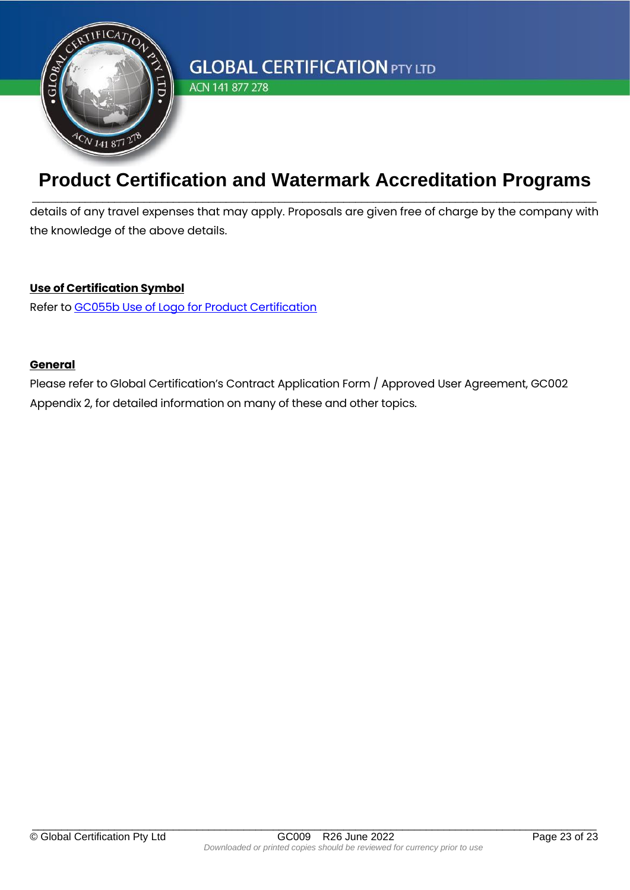details of any travel expenses that may apply. Proposals are given free of charge by the company with the knowledge of the above details.

## Use of Certification Symbol

Refer to [GC055b Use of Logo for Product Certification]

## General

Please refer to Global Certification's Contract Application Form / Approved User Agreement, GC002 Appendix 2, for detailed information on many of these and other topics.